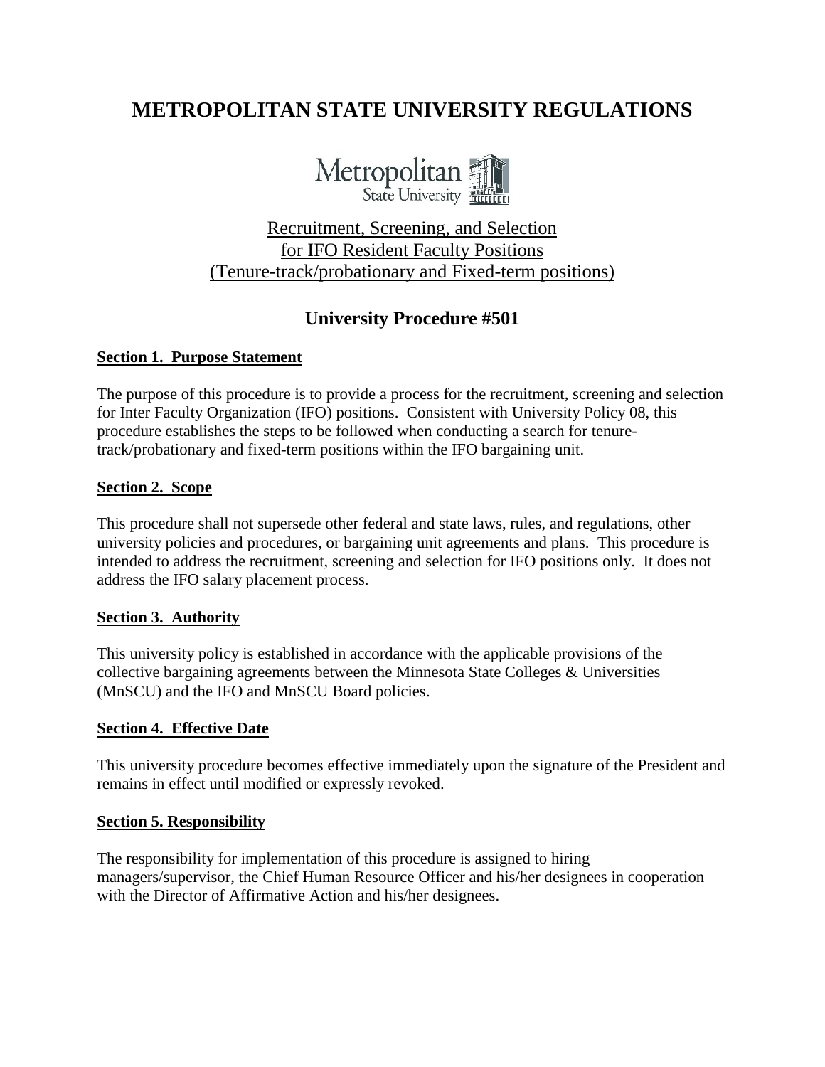# METROPOLITAN STATE UNIVERSITY REGULATIONS

Metropolitan State University

Recruitment, Screening, and Selection
for IFO Resident Faculty Positions
(Tenure-track/probationary and Fixed-term positions)

## University Procedure #501

**Section 1. Purpose Statement**

The purpose of this procedure is to provide a process for the recruitment, screening and selection for Inter Faculty Organization (IFO) positions. Consistent with University Policy 08, this procedure establishes the steps to be followed when conducting a search for tenure-track/probationary and fixed-term positions within the IFO bargaining unit.

**Section 2. Scope**

This procedure shall not supersede other federal and state laws, rules, and regulations, other university policies and procedures, or bargaining unit agreements and plans. This procedure is intended to address the recruitment, screening and selection for IFO positions only. It does not address the IFO salary placement process.

**Section 3. Authority**

This university policy is established in accordance with the applicable provisions of the collective bargaining agreements between the Minnesota State Colleges & Universities (MnSCU) and the IFO and MnSCU Board policies.

**Section 4. Effective Date**

This university procedure becomes effective immediately upon the signature of the President and remains in effect until modified or expressly revoked.

**Section 5. Responsibility**

The responsibility for implementation of this procedure is assigned to hiring managers/supervisor, the Chief Human Resource Officer and his/her designees in cooperation with the Director of Affirmative Action and his/her designees.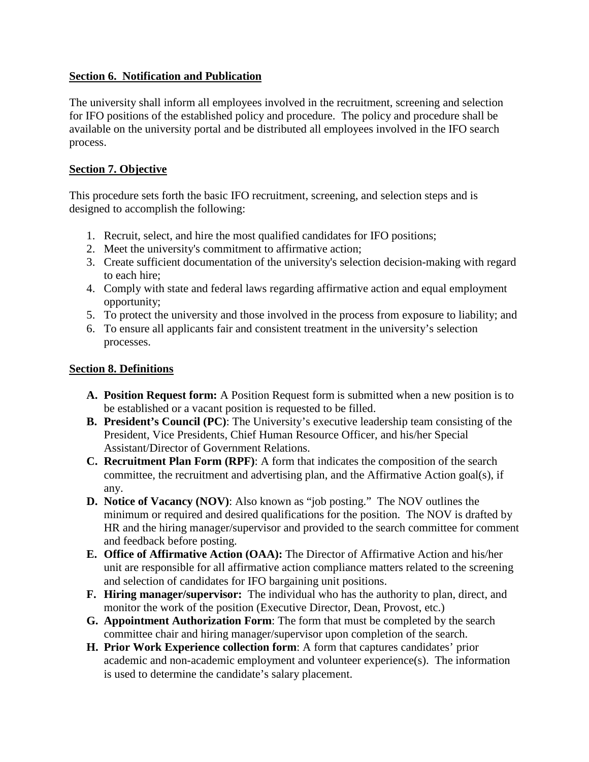## Section 6. Notification and Publication

The university shall inform all employees involved in the recruitment, screening and selection for IFO positions of the established policy and procedure. The policy and procedure shall be available on the university portal and be distributed all employees involved in the IFO search process.

## Section 7. Objective

This procedure sets forth the basic IFO recruitment, screening, and selection steps and is designed to accomplish the following:

1. Recruit, select, and hire the most qualified candidates for IFO positions;
2. Meet the university's commitment to affirmative action;
3. Create sufficient documentation of the university's selection decision-making with regard to each hire;
4. Comply with state and federal laws regarding affirmative action and equal employment opportunity;
5. To protect the university and those involved in the process from exposure to liability; and
6. To ensure all applicants fair and consistent treatment in the university's selection processes.

## Section 8. Definitions

- **A. Position Request form:** A Position Request form is submitted when a new position is to be established or a vacant position is requested to be filled.
- **B. President's Council (PC)**: The University's executive leadership team consisting of the President, Vice Presidents, Chief Human Resource Officer, and his/her Special Assistant/Director of Government Relations.
- **C. Recruitment Plan Form (RPF)**: A form that indicates the composition of the search committee, the recruitment and advertising plan, and the Affirmative Action goal(s), if any.
- **D. Notice of Vacancy (NOV)**: Also known as "job posting." The NOV outlines the minimum or required and desired qualifications for the position. The NOV is drafted by HR and the hiring manager/supervisor and provided to the search committee for comment and feedback before posting.
- **E. Office of Affirmative Action (OAA):** The Director of Affirmative Action and his/her unit are responsible for all affirmative action compliance matters related to the screening and selection of candidates for IFO bargaining unit positions.
- **F. Hiring manager/supervisor:** The individual who has the authority to plan, direct, and monitor the work of the position (Executive Director, Dean, Provost, etc.)
- **G. Appointment Authorization Form**: The form that must be completed by the search committee chair and hiring manager/supervisor upon completion of the search.
- **H. Prior Work Experience collection form**: A form that captures candidates' prior academic and non-academic employment and volunteer experience(s). The information is used to determine the candidate's salary placement.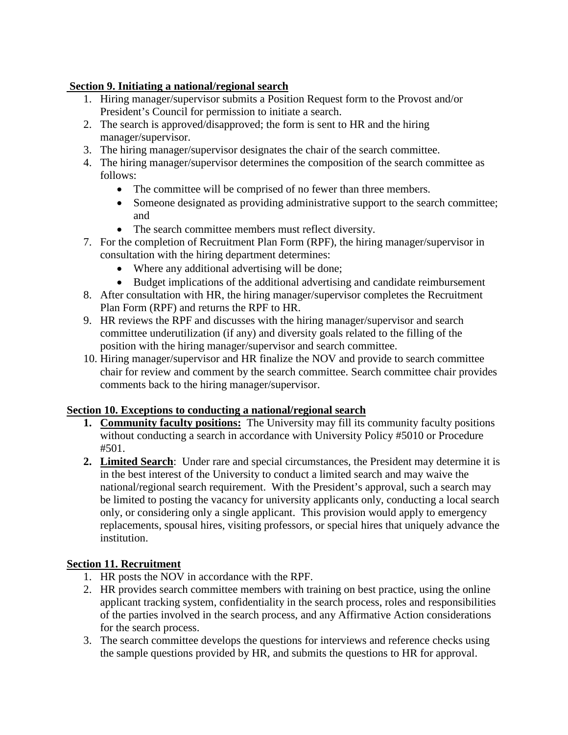**Section 9. Initiating a national/regional search**

1. Hiring manager/supervisor submits a Position Request form to the Provost and/or President's Council for permission to initiate a search.
2. The search is approved/disapproved; the form is sent to HR and the hiring manager/supervisor.
3. The hiring manager/supervisor designates the chair of the search committee.
4. The hiring manager/supervisor determines the composition of the search committee as follows:
   - The committee will be comprised of no fewer than three members.
   - Someone designated as providing administrative support to the search committee; and
   - The search committee members must reflect diversity.
7. For the completion of Recruitment Plan Form (RPF), the hiring manager/supervisor in consultation with the hiring department determines:
   - Where any additional advertising will be done;
   - Budget implications of the additional advertising and candidate reimbursement
8. After consultation with HR, the hiring manager/supervisor completes the Recruitment Plan Form (RPF) and returns the RPF to HR.
9. HR reviews the RPF and discusses with the hiring manager/supervisor and search committee underutilization (if any) and diversity goals related to the filling of the position with the hiring manager/supervisor and search committee.
10. Hiring manager/supervisor and HR finalize the NOV and provide to search committee chair for review and comment by the search committee. Search committee chair provides comments back to the hiring manager/supervisor.

**Section 10. Exceptions to conducting a national/regional search**

1. **Community faculty positions:** The University may fill its community faculty positions without conducting a search in accordance with University Policy #5010 or Procedure #501.
2. **Limited Search**: Under rare and special circumstances, the President may determine it is in the best interest of the University to conduct a limited search and may waive the national/regional search requirement. With the President's approval, such a search may be limited to posting the vacancy for university applicants only, conducting a local search only, or considering only a single applicant. This provision would apply to emergency replacements, spousal hires, visiting professors, or special hires that uniquely advance the institution.

**Section 11. Recruitment**

1. HR posts the NOV in accordance with the RPF.
2. HR provides search committee members with training on best practice, using the online applicant tracking system, confidentiality in the search process, roles and responsibilities of the parties involved in the search process, and any Affirmative Action considerations for the search process.
3. The search committee develops the questions for interviews and reference checks using the sample questions provided by HR, and submits the questions to HR for approval.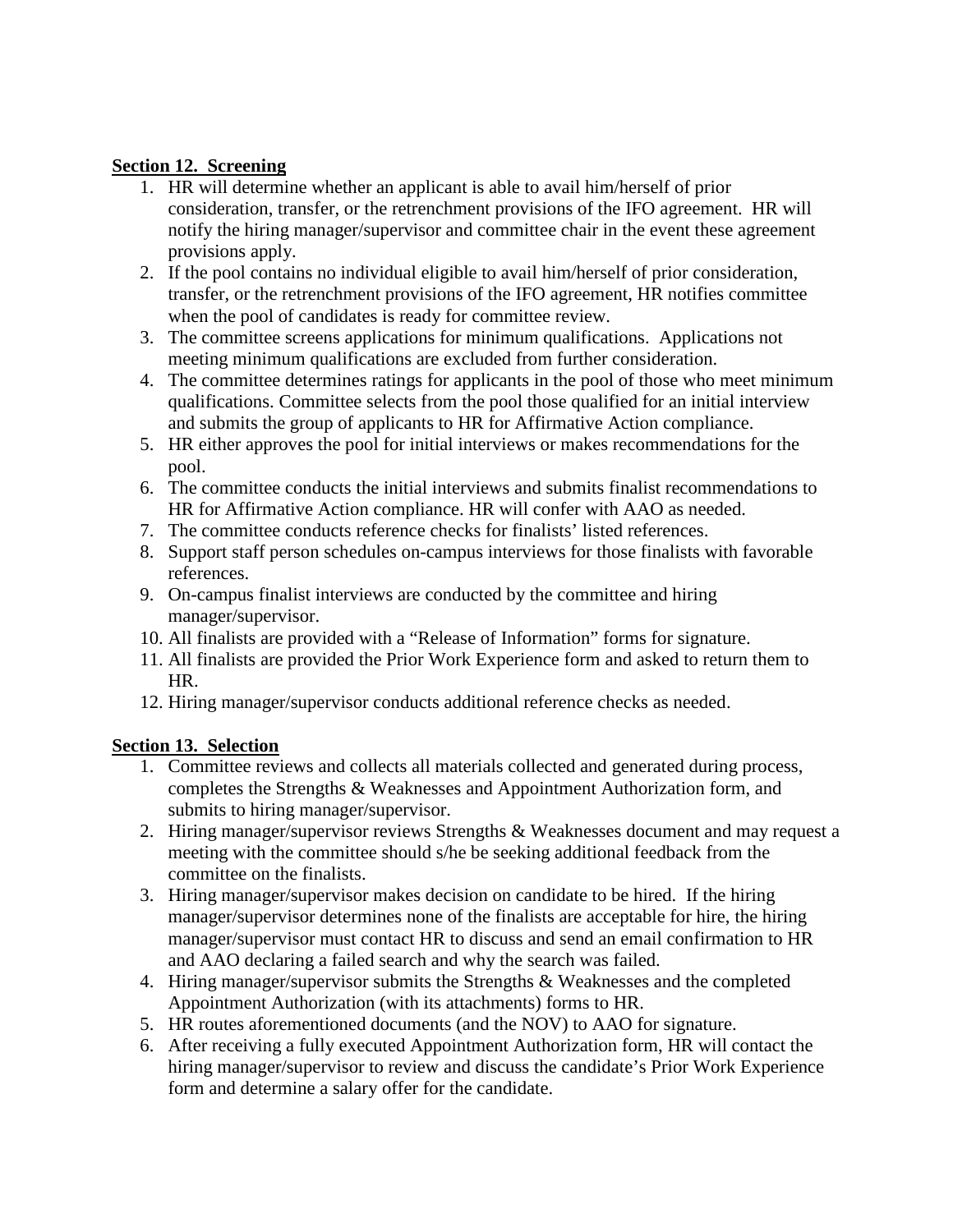**Section 12. Screening**

1. HR will determine whether an applicant is able to avail him/herself of prior consideration, transfer, or the retrenchment provisions of the IFO agreement. HR will notify the hiring manager/supervisor and committee chair in the event these agreement provisions apply.
2. If the pool contains no individual eligible to avail him/herself of prior consideration, transfer, or the retrenchment provisions of the IFO agreement, HR notifies committee when the pool of candidates is ready for committee review.
3. The committee screens applications for minimum qualifications. Applications not meeting minimum qualifications are excluded from further consideration.
4. The committee determines ratings for applicants in the pool of those who meet minimum qualifications. Committee selects from the pool those qualified for an initial interview and submits the group of applicants to HR for Affirmative Action compliance.
5. HR either approves the pool for initial interviews or makes recommendations for the pool.
6. The committee conducts the initial interviews and submits finalist recommendations to HR for Affirmative Action compliance. HR will confer with AAO as needed.
7. The committee conducts reference checks for finalists' listed references.
8. Support staff person schedules on-campus interviews for those finalists with favorable references.
9. On-campus finalist interviews are conducted by the committee and hiring manager/supervisor.
10. All finalists are provided with a "Release of Information" forms for signature.
11. All finalists are provided the Prior Work Experience form and asked to return them to HR.
12. Hiring manager/supervisor conducts additional reference checks as needed.

**Section 13. Selection**

1. Committee reviews and collects all materials collected and generated during process, completes the Strengths & Weaknesses and Appointment Authorization form, and submits to hiring manager/supervisor.
2. Hiring manager/supervisor reviews Strengths & Weaknesses document and may request a meeting with the committee should s/he be seeking additional feedback from the committee on the finalists.
3. Hiring manager/supervisor makes decision on candidate to be hired. If the hiring manager/supervisor determines none of the finalists are acceptable for hire, the hiring manager/supervisor must contact HR to discuss and send an email confirmation to HR and AAO declaring a failed search and why the search was failed.
4. Hiring manager/supervisor submits the Strengths & Weaknesses and the completed Appointment Authorization (with its attachments) forms to HR.
5. HR routes aforementioned documents (and the NOV) to AAO for signature.
6. After receiving a fully executed Appointment Authorization form, HR will contact the hiring manager/supervisor to review and discuss the candidate's Prior Work Experience form and determine a salary offer for the candidate.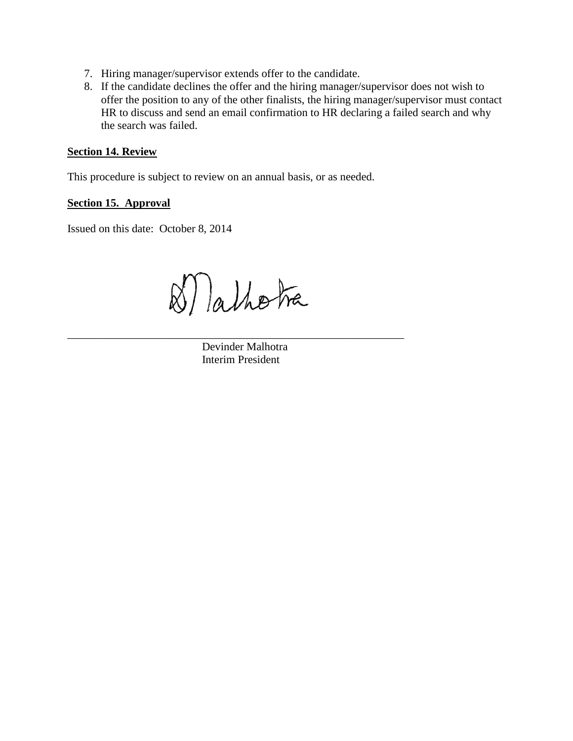7. Hiring manager/supervisor extends offer to the candidate.
8. If the candidate declines the offer and the hiring manager/supervisor does not wish to offer the position to any of the other finalists, the hiring manager/supervisor must contact HR to discuss and send an email confirmation to HR declaring a failed search and why the search was failed.

**Section 14. Review**

This procedure is subject to review on an annual basis, or as needed.

**Section 15. Approval**

Issued on this date: October 8, 2014

DMalhotra

\_\_\_\_\_\_\_\_\_\_\_\_\_\_\_\_\_\_\_\_\_\_\_\_\_\_\_\_\_\_\_\_\_\_\_\_\_\_\_\_\_\_\_\_\_\_\_\_\_\_\_\_\_\_\_\_

Devinder Malhotra
Interim President